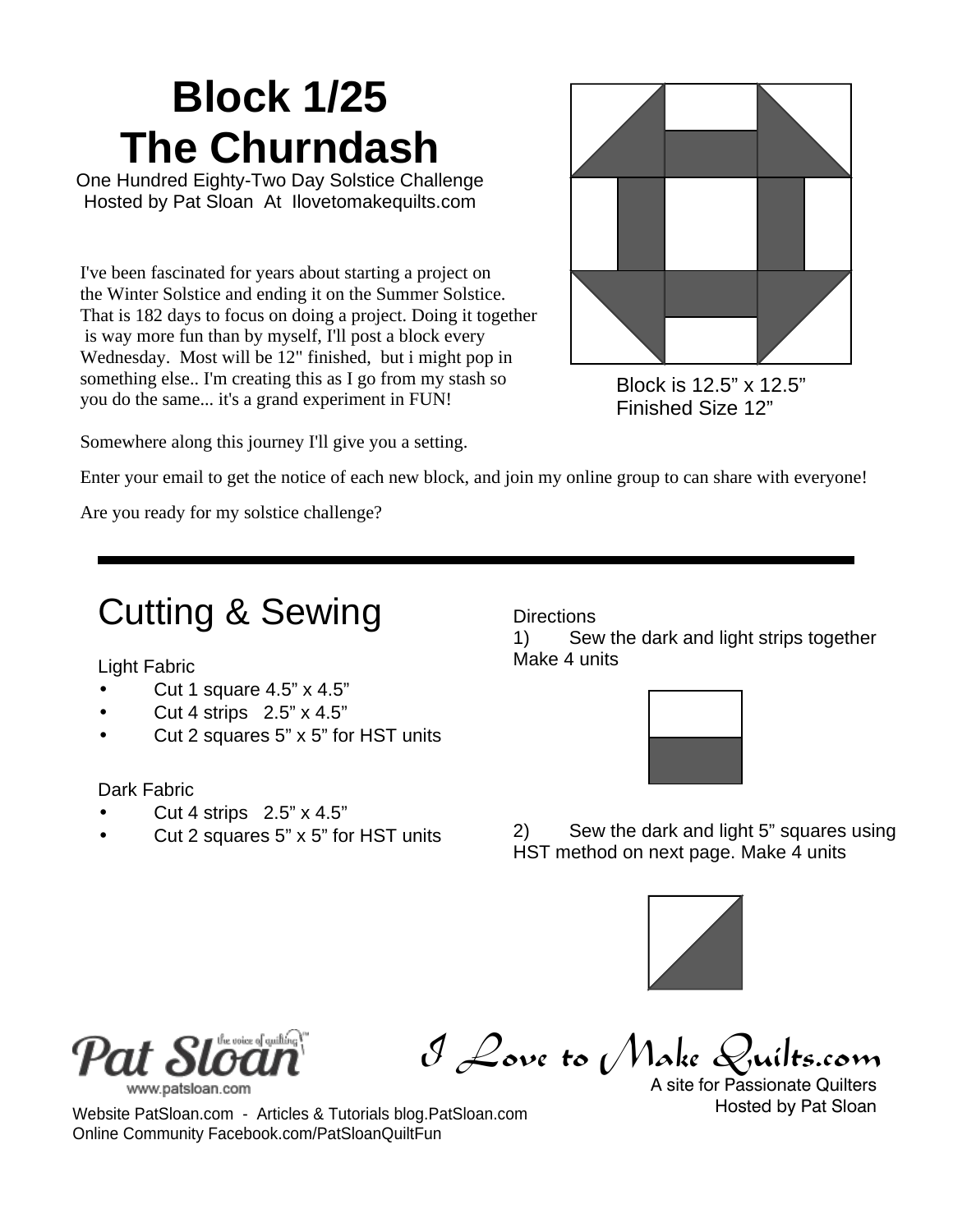# Block 1/25
# The Churndash

One Hundred Eighty-Two Day Solstice Challenge
Hosted by Pat Sloan At Ilovetomakequilts.com

I've been fascinated for years about starting a project on the Winter Solstice and ending it on the Summer Solstice. That is 182 days to focus on doing a project. Doing it together is way more fun than by myself, I'll post a block every Wednesday. Most will be 12" finished, but i might pop in something else.. I'm creating this as I go from my stash so you do the same... it's a grand experiment in FUN!

Block is 12.5" x 12.5"
Finished Size 12"

Somewhere along this journey I'll give you a setting.

Enter your email to get the notice of each new block, and join my online group to can share with everyone!

Are you ready for my solstice challenge?

---

## Cutting & Sewing

Light Fabric

- Cut 1 square 4.5" x 4.5"
- Cut 4 strips 2.5" x 4.5"
- Cut 2 squares 5" x 5" for HST units

Dark Fabric

- Cut 4 strips 2.5" x 4.5"
- Cut 2 squares 5" x 5" for HST units

Directions

1) Sew the dark and light strips together Make 4 units

2) Sew the dark and light 5" squares using HST method on next page. Make 4 units

Pat Sloan the voice of quilting™
www.patsloan.com

I Love to Make Quilts.com
A site for Passionate Quilters
Hosted by Pat Sloan

Website PatSloan.com - Articles & Tutorials blog.PatSloan.com
Online Community Facebook.com/PatSloanQuiltFun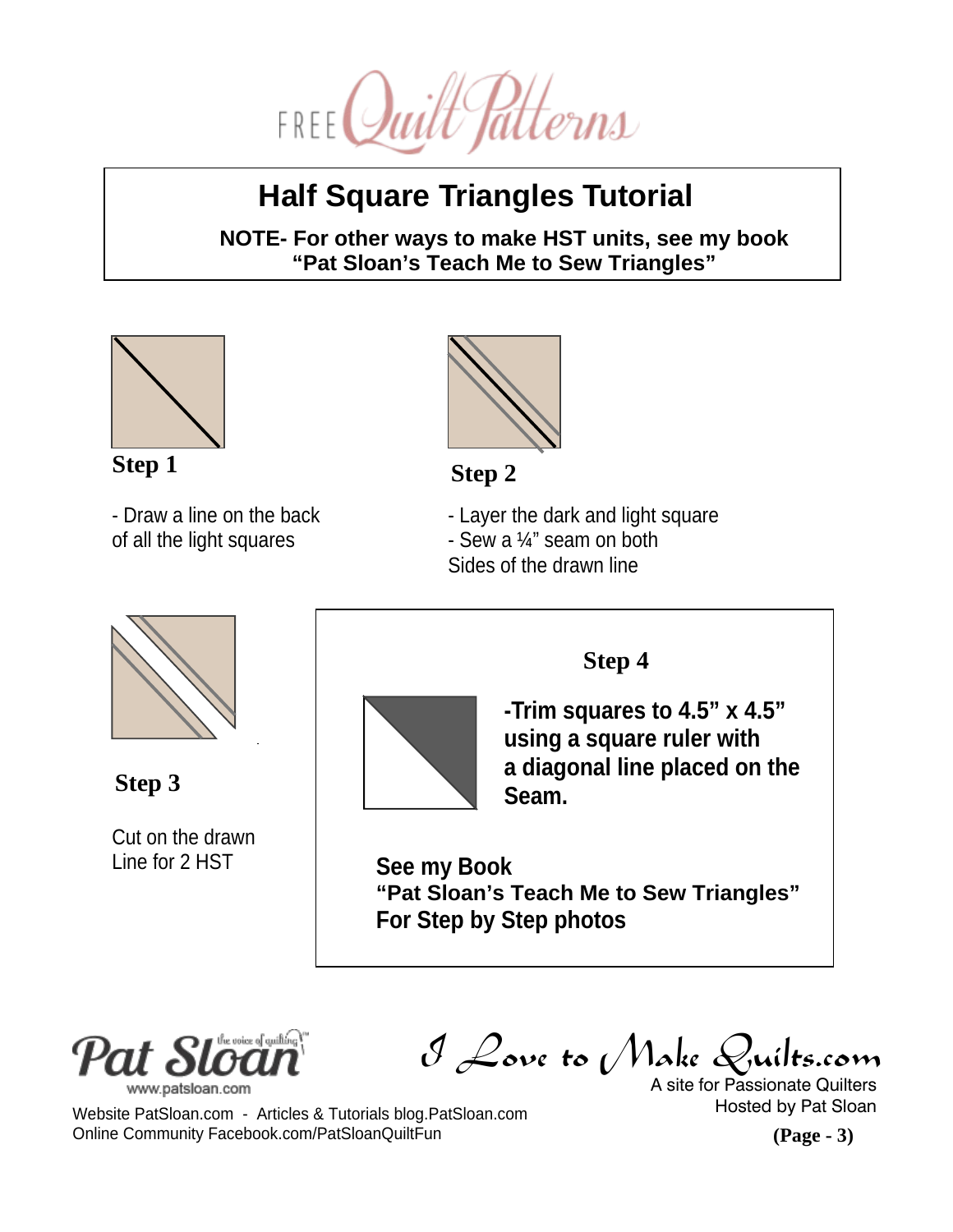FREE Quilt Patterns

# Half Square Triangles Tutorial

**NOTE- For other ways to make HST units, see my book "Pat Sloan's Teach Me to Sew Triangles"**

### Step 1

- Draw a line on the back of all the light squares

### Step 2

- Layer the dark and light square
- Sew a ¼" seam on both Sides of the drawn line

### Step 3

Cut on the drawn Line for 2 HST

### Step 4

**-Trim squares to 4.5" x 4.5" using a square ruler with a diagonal line placed on the Seam.**

**See my Book**
**"Pat Sloan's Teach Me to Sew Triangles"**
**For Step by Step photos**

Pat Sloan the voice of quilting
www.patsloan.com

Website PatSloan.com - Articles & Tutorials blog.PatSloan.com
Online Community Facebook.com/PatSloanQuiltFun

I Love to Make Quilts.com
A site for Passionate Quilters
Hosted by Pat Sloan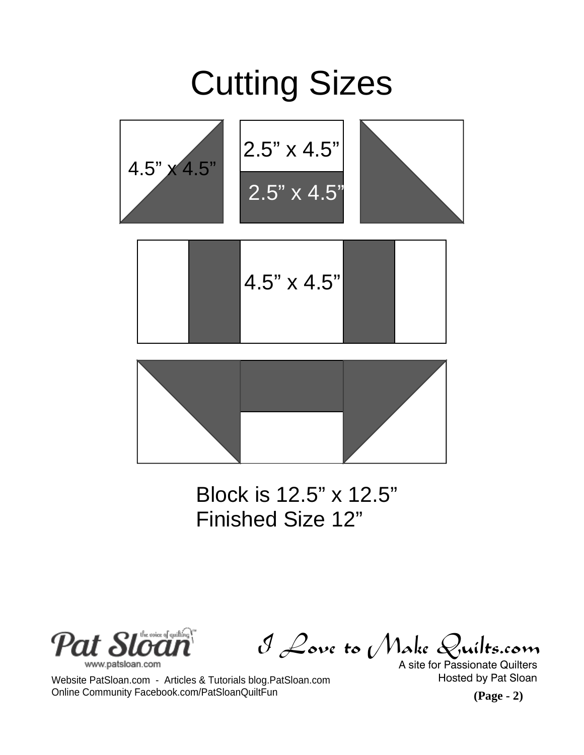# Cutting Sizes

4.5” x 4.5”

2.5” x 4.5”

2.5” x 4.5”

4.5” x 4.5”

Block is 12.5” x 12.5”
Finished Size 12”

Pat Sloan the voice of quilting
www.patsloan.com

I Love to Make Quilts.com
A site for Passionate Quilters
Hosted by Pat Sloan

Website PatSloan.com - Articles & Tutorials blog.PatSloan.com
Online Community Facebook.com/PatSloanQuiltFun